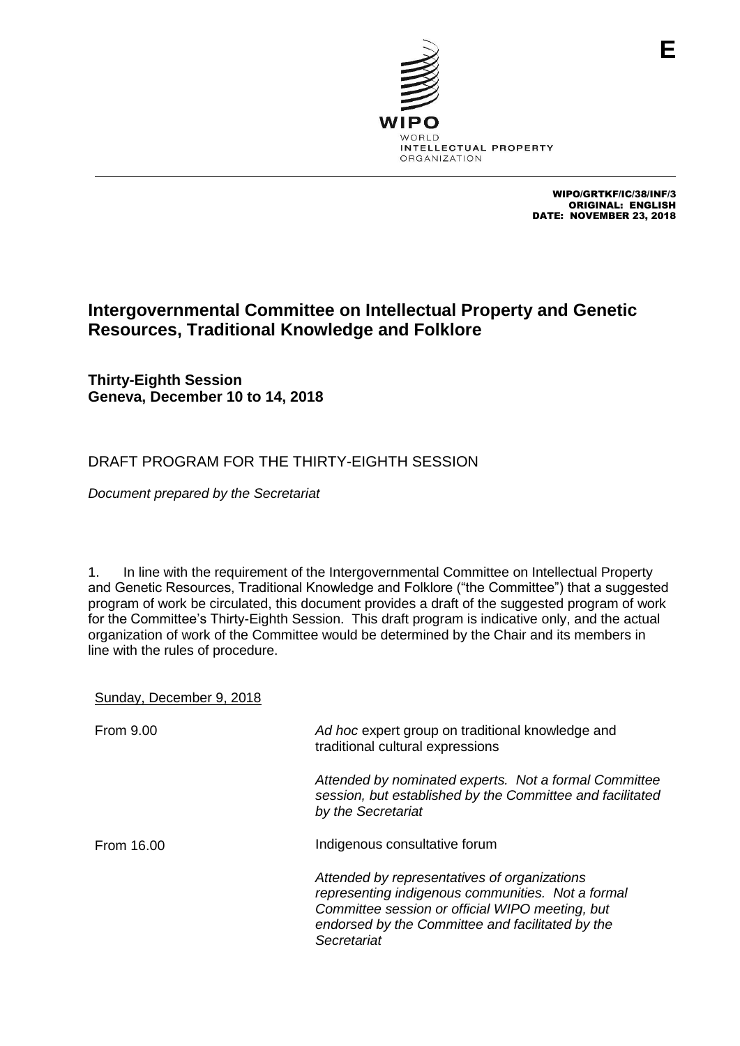WIPO/GRTKF/IC/38/INF/3
ORIGINAL: ENGLISH
DATE: NOVEMBER 23, 2018

# Intergovernmental Committee on Intellectual Property and Genetic Resources, Traditional Knowledge and Folklore

## Thirty-Eighth Session
## Geneva, December 10 to 14, 2018

## DRAFT PROGRAM FOR THE THIRTY-EIGHTH SESSION

*Document prepared by the Secretariat*

1. In line with the requirement of the Intergovernmental Committee on Intellectual Property and Genetic Resources, Traditional Knowledge and Folklore ("the Committee") that a suggested program of work be circulated, this document provides a draft of the suggested program of work for the Committee's Thirty-Eighth Session. This draft program is indicative only, and the actual organization of work of the Committee would be determined by the Chair and its members in line with the rules of procedure.

Sunday, December 9, 2018

| | |
|---|---|
| From 9.00 | *Ad hoc* expert group on traditional knowledge and traditional cultural expressions<br><br>*Attended by nominated experts. Not a formal Committee session, but established by the Committee and facilitated by the Secretariat* |
| From 16.00 | Indigenous consultative forum<br><br>*Attended by representatives of organizations representing indigenous communities. Not a formal Committee session or official WIPO meeting, but endorsed by the Committee and facilitated by the Secretariat* |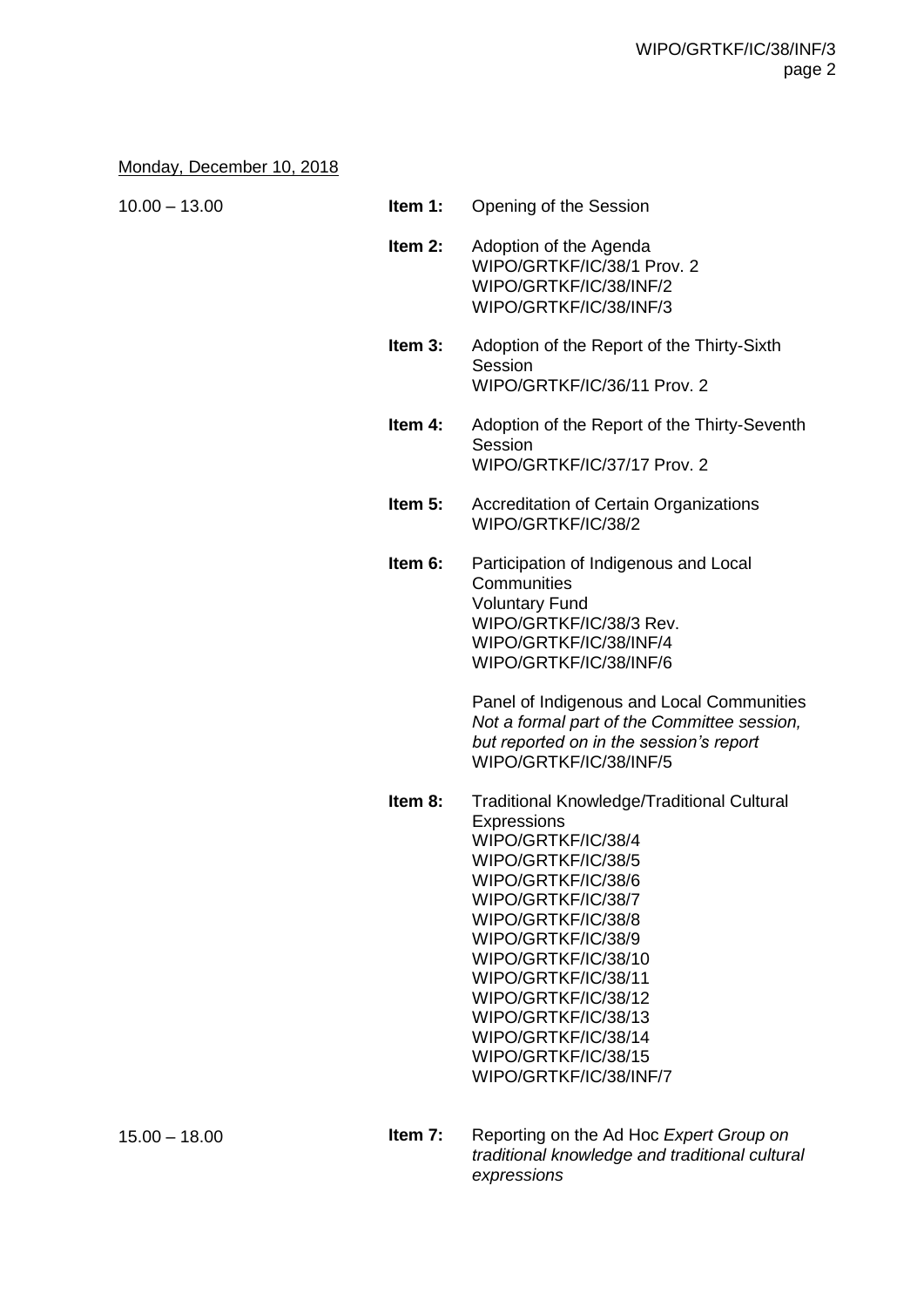Monday, December 10, 2018

10.00 – 13.00

**Item 1:** Opening of the Session

**Item 2:** Adoption of the Agenda
WIPO/GRTKF/IC/38/1 Prov. 2
WIPO/GRTKF/IC/38/INF/2
WIPO/GRTKF/IC/38/INF/3

**Item 3:** Adoption of the Report of the Thirty-Sixth Session
WIPO/GRTKF/IC/36/11 Prov. 2

**Item 4:** Adoption of the Report of the Thirty-Seventh Session
WIPO/GRTKF/IC/37/17 Prov. 2

**Item 5:** Accreditation of Certain Organizations
WIPO/GRTKF/IC/38/2

**Item 6:** Participation of Indigenous and Local Communities
Voluntary Fund
WIPO/GRTKF/IC/38/3 Rev.
WIPO/GRTKF/IC/38/INF/4
WIPO/GRTKF/IC/38/INF/6

Panel of Indigenous and Local Communities
*Not a formal part of the Committee session, but reported on in the session's report*
WIPO/GRTKF/IC/38/INF/5

**Item 8:** Traditional Knowledge/Traditional Cultural Expressions
WIPO/GRTKF/IC/38/4
WIPO/GRTKF/IC/38/5
WIPO/GRTKF/IC/38/6
WIPO/GRTKF/IC/38/7
WIPO/GRTKF/IC/38/8
WIPO/GRTKF/IC/38/9
WIPO/GRTKF/IC/38/10
WIPO/GRTKF/IC/38/11
WIPO/GRTKF/IC/38/12
WIPO/GRTKF/IC/38/13
WIPO/GRTKF/IC/38/14
WIPO/GRTKF/IC/38/15
WIPO/GRTKF/IC/38/INF/7

15.00 – 18.00

**Item 7:** Reporting on the Ad Hoc *Expert Group on traditional knowledge and traditional cultural expressions*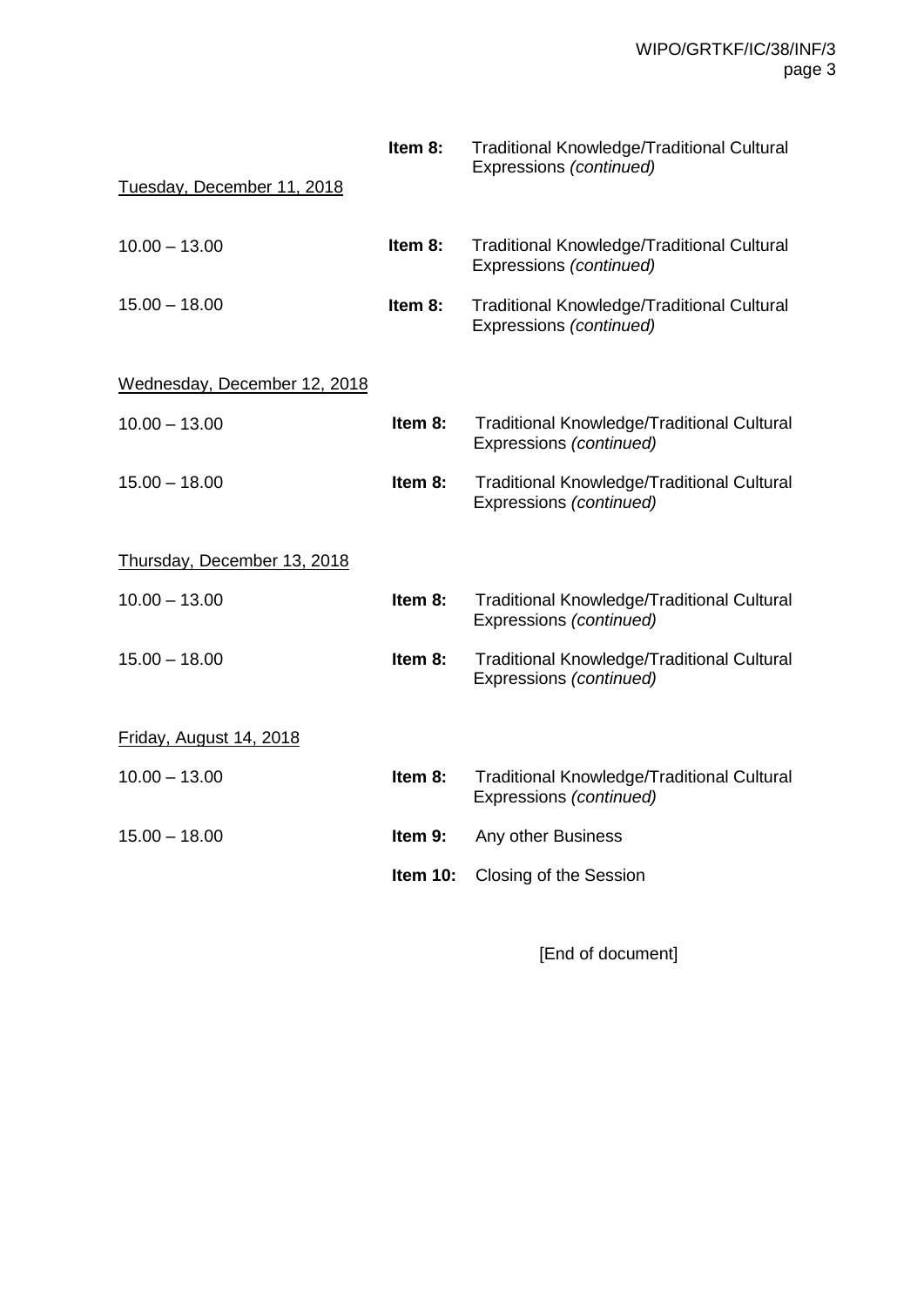| | | |
|---|---|---|
| | **Item 8:** | Traditional Knowledge/Traditional Cultural Expressions *(continued)* |

<u>Tuesday, December 11, 2018</u>

| | | |
|---|---|---|
| 10.00 – 13.00 | **Item 8:** | Traditional Knowledge/Traditional Cultural Expressions *(continued)* |
| 15.00 – 18.00 | **Item 8:** | Traditional Knowledge/Traditional Cultural Expressions *(continued)* |

<u>Wednesday, December 12, 2018</u>

| | | |
|---|---|---|
| 10.00 – 13.00 | **Item 8:** | Traditional Knowledge/Traditional Cultural Expressions *(continued)* |
| 15.00 – 18.00 | **Item 8:** | Traditional Knowledge/Traditional Cultural Expressions *(continued)* |

<u>Thursday, December 13, 2018</u>

| | | |
|---|---|---|
| 10.00 – 13.00 | **Item 8:** | Traditional Knowledge/Traditional Cultural Expressions *(continued)* |
| 15.00 – 18.00 | **Item 8:** | Traditional Knowledge/Traditional Cultural Expressions *(continued)* |

<u>Friday, August 14, 2018</u>

| | | |
|---|---|---|
| 10.00 – 13.00 | **Item 8:** | Traditional Knowledge/Traditional Cultural Expressions *(continued)* |
| 15.00 – 18.00 | **Item 9:** | Any other Business |
| | **Item 10:** | Closing of the Session |

[End of document]